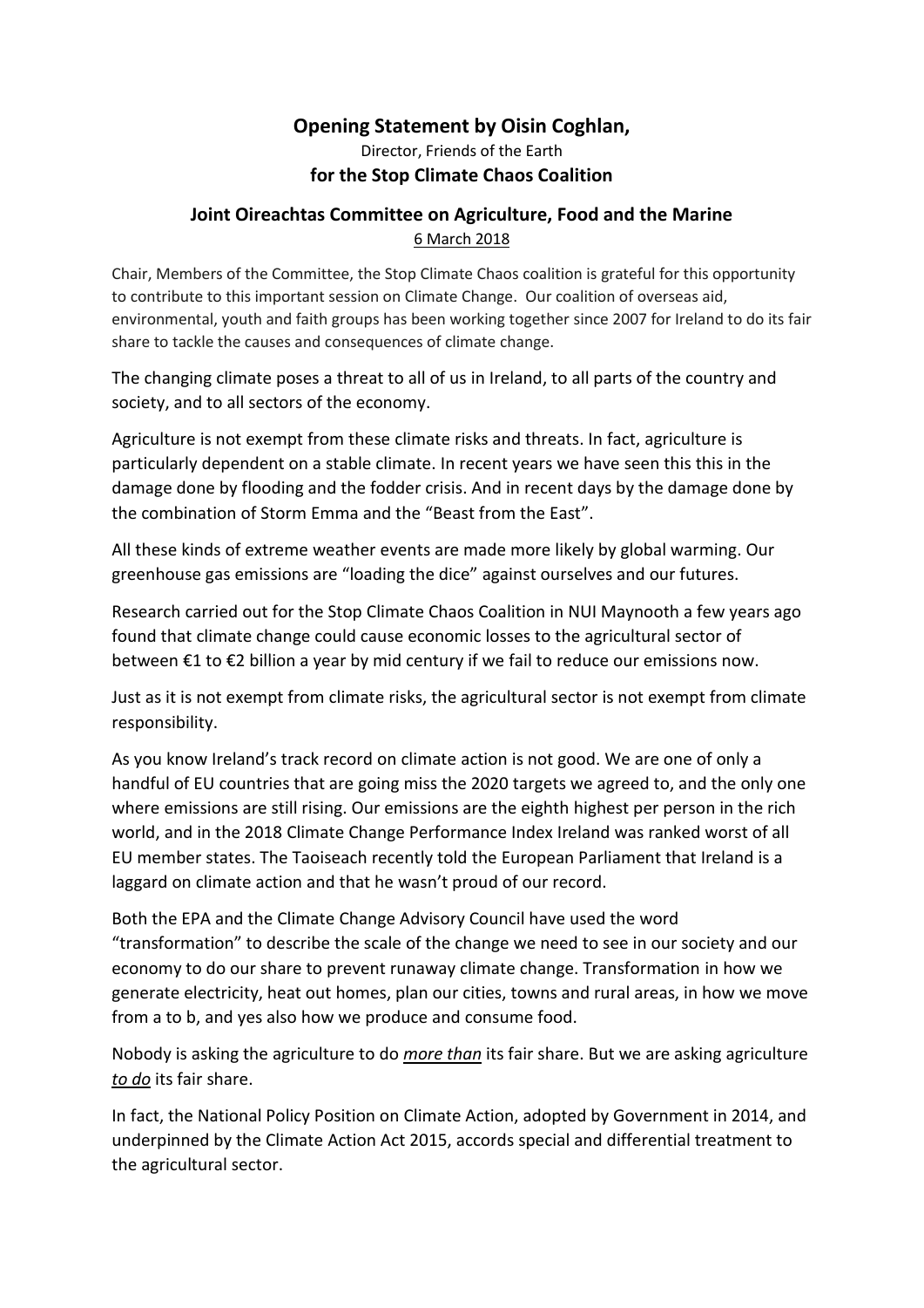# Opening Statement by Oisin Coghlan,

Director, Friends of the Earth

**for the Stop Climate Chaos Coalition**

## Joint Oireachtas Committee on Agriculture, Food and the Marine

6 March 2018

Chair, Members of the Committee, the Stop Climate Chaos coalition is grateful for this opportunity to contribute to this important session on Climate Change. Our coalition of overseas aid, environmental, youth and faith groups has been working together since 2007 for Ireland to do its fair share to tackle the causes and consequences of climate change.

The changing climate poses a threat to all of us in Ireland, to all parts of the country and society, and to all sectors of the economy.

Agriculture is not exempt from these climate risks and threats. In fact, agriculture is particularly dependent on a stable climate. In recent years we have seen this this in the damage done by flooding and the fodder crisis. And in recent days by the damage done by the combination of Storm Emma and the "Beast from the East".

All these kinds of extreme weather events are made more likely by global warming. Our greenhouse gas emissions are "loading the dice" against ourselves and our futures.

Research carried out for the Stop Climate Chaos Coalition in NUI Maynooth a few years ago found that climate change could cause economic losses to the agricultural sector of between €1 to €2 billion a year by mid century if we fail to reduce our emissions now.

Just as it is not exempt from climate risks, the agricultural sector is not exempt from climate responsibility.

As you know Ireland's track record on climate action is not good. We are one of only a handful of EU countries that are going miss the 2020 targets we agreed to, and the only one where emissions are still rising. Our emissions are the eighth highest per person in the rich world, and in the 2018 Climate Change Performance Index Ireland was ranked worst of all EU member states. The Taoiseach recently told the European Parliament that Ireland is a laggard on climate action and that he wasn't proud of our record.

Both the EPA and the Climate Change Advisory Council have used the word "transformation" to describe the scale of the change we need to see in our society and our economy to do our share to prevent runaway climate change. Transformation in how we generate electricity, heat out homes, plan our cities, towns and rural areas, in how we move from a to b, and yes also how we produce and consume food.

Nobody is asking the agriculture to do ***more than*** its fair share. But we are asking agriculture ***to do*** its fair share.

In fact, the National Policy Position on Climate Action, adopted by Government in 2014, and underpinned by the Climate Action Act 2015, accords special and differential treatment to the agricultural sector.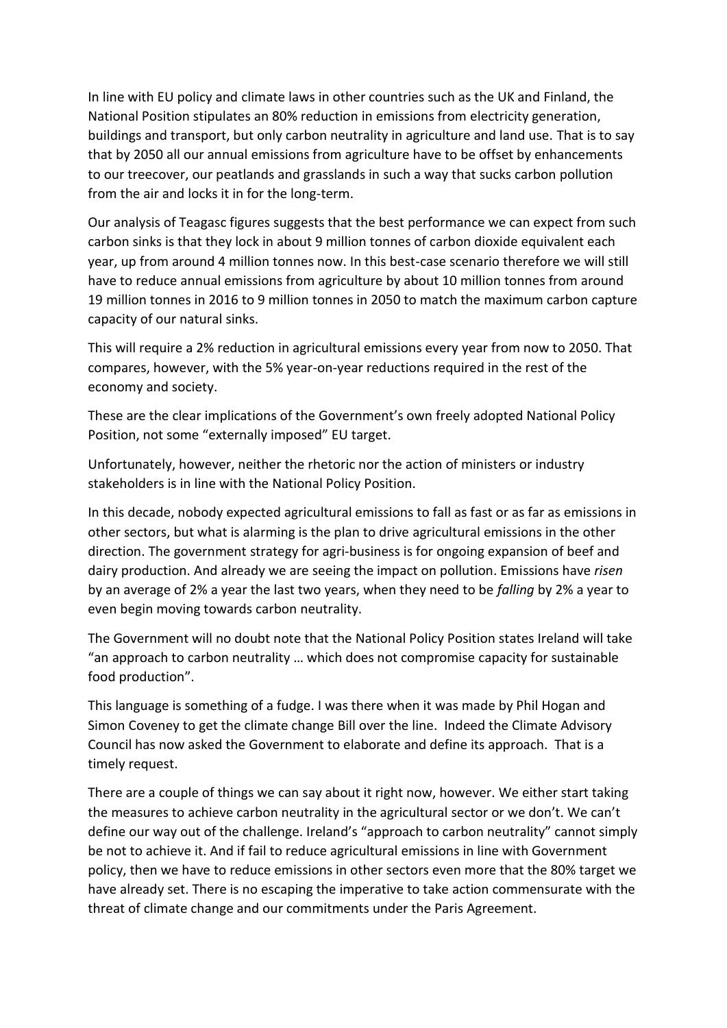In line with EU policy and climate laws in other countries such as the UK and Finland, the National Position stipulates an 80% reduction in emissions from electricity generation, buildings and transport, but only carbon neutrality in agriculture and land use. That is to say that by 2050 all our annual emissions from agriculture have to be offset by enhancements to our treecover, our peatlands and grasslands in such a way that sucks carbon pollution from the air and locks it in for the long-term.

Our analysis of Teagasc figures suggests that the best performance we can expect from such carbon sinks is that they lock in about 9 million tonnes of carbon dioxide equivalent each year, up from around 4 million tonnes now. In this best-case scenario therefore we will still have to reduce annual emissions from agriculture by about 10 million tonnes from around 19 million tonnes in 2016 to 9 million tonnes in 2050 to match the maximum carbon capture capacity of our natural sinks.

This will require a 2% reduction in agricultural emissions every year from now to 2050. That compares, however, with the 5% year-on-year reductions required in the rest of the economy and society.

These are the clear implications of the Government's own freely adopted National Policy Position, not some "externally imposed" EU target.

Unfortunately, however, neither the rhetoric nor the action of ministers or industry stakeholders is in line with the National Policy Position.

In this decade, nobody expected agricultural emissions to fall as fast or as far as emissions in other sectors, but what is alarming is the plan to drive agricultural emissions in the other direction. The government strategy for agri-business is for ongoing expansion of beef and dairy production. And already we are seeing the impact on pollution. Emissions have *risen* by an average of 2% a year the last two years, when they need to be *falling* by 2% a year to even begin moving towards carbon neutrality.

The Government will no doubt note that the National Policy Position states Ireland will take "an approach to carbon neutrality … which does not compromise capacity for sustainable food production".

This language is something of a fudge. I was there when it was made by Phil Hogan and Simon Coveney to get the climate change Bill over the line. Indeed the Climate Advisory Council has now asked the Government to elaborate and define its approach. That is a timely request.

There are a couple of things we can say about it right now, however. We either start taking the measures to achieve carbon neutrality in the agricultural sector or we don't. We can't define our way out of the challenge. Ireland's "approach to carbon neutrality" cannot simply be not to achieve it. And if fail to reduce agricultural emissions in line with Government policy, then we have to reduce emissions in other sectors even more that the 80% target we have already set. There is no escaping the imperative to take action commensurate with the threat of climate change and our commitments under the Paris Agreement.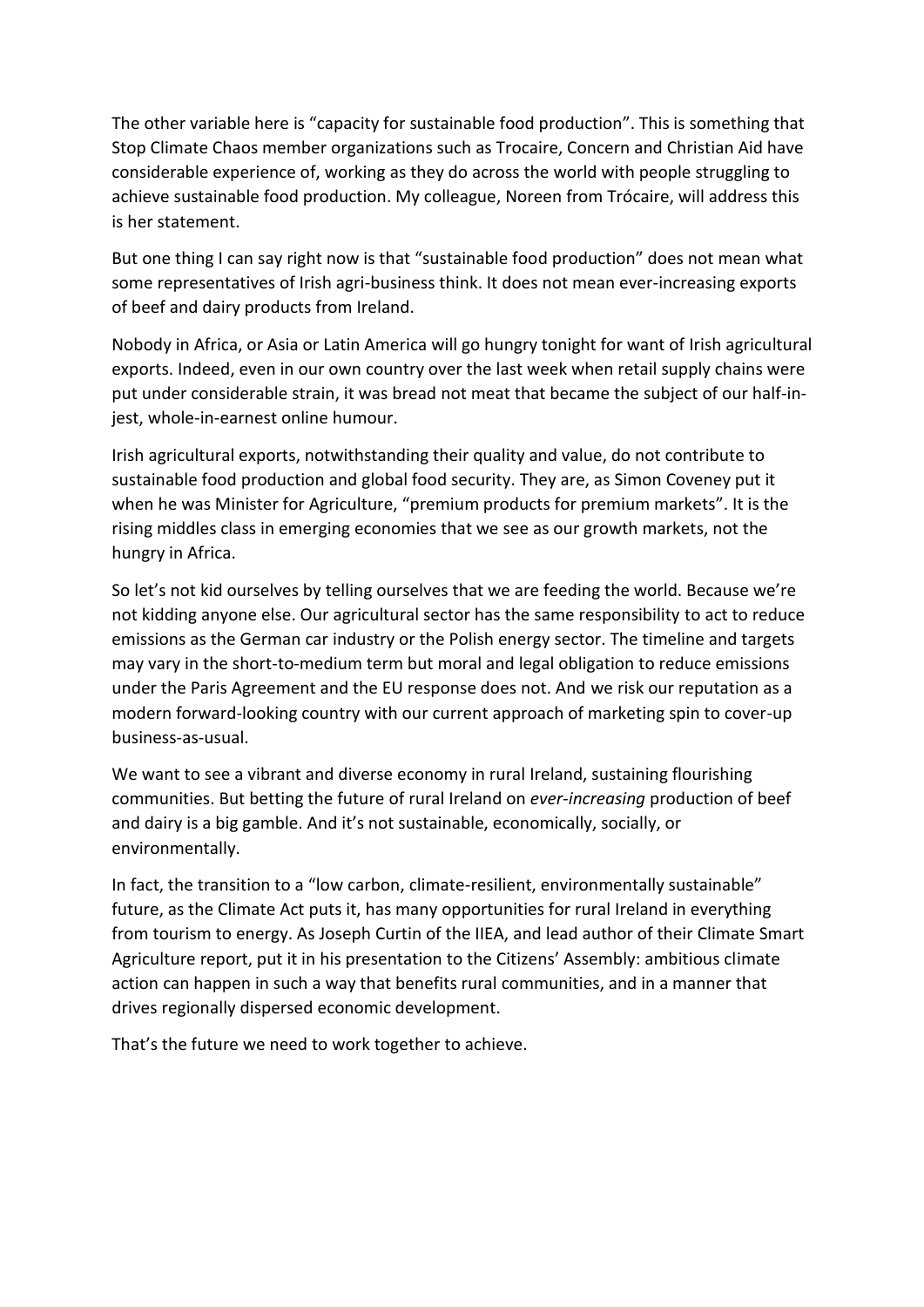The other variable here is "capacity for sustainable food production". This is something that Stop Climate Chaos member organizations such as Trocaire, Concern and Christian Aid have considerable experience of, working as they do across the world with people struggling to achieve sustainable food production. My colleague, Noreen from Trócaire, will address this is her statement.

But one thing I can say right now is that "sustainable food production" does not mean what some representatives of Irish agri-business think. It does not mean ever-increasing exports of beef and dairy products from Ireland.

Nobody in Africa, or Asia or Latin America will go hungry tonight for want of Irish agricultural exports. Indeed, even in our own country over the last week when retail supply chains were put under considerable strain, it was bread not meat that became the subject of our half-in-jest, whole-in-earnest online humour.

Irish agricultural exports, notwithstanding their quality and value, do not contribute to sustainable food production and global food security. They are, as Simon Coveney put it when he was Minister for Agriculture, "premium products for premium markets". It is the rising middles class in emerging economies that we see as our growth markets, not the hungry in Africa.

So let's not kid ourselves by telling ourselves that we are feeding the world. Because we're not kidding anyone else. Our agricultural sector has the same responsibility to act to reduce emissions as the German car industry or the Polish energy sector. The timeline and targets may vary in the short-to-medium term but moral and legal obligation to reduce emissions under the Paris Agreement and the EU response does not. And we risk our reputation as a modern forward-looking country with our current approach of marketing spin to cover-up business-as-usual.

We want to see a vibrant and diverse economy in rural Ireland, sustaining flourishing communities. But betting the future of rural Ireland on *ever-increasing* production of beef and dairy is a big gamble. And it's not sustainable, economically, socially, or environmentally.

In fact, the transition to a "low carbon, climate-resilient, environmentally sustainable" future, as the Climate Act puts it, has many opportunities for rural Ireland in everything from tourism to energy. As Joseph Curtin of the IIEA, and lead author of their Climate Smart Agriculture report, put it in his presentation to the Citizens' Assembly: ambitious climate action can happen in such a way that benefits rural communities, and in a manner that drives regionally dispersed economic development.

That's the future we need to work together to achieve.